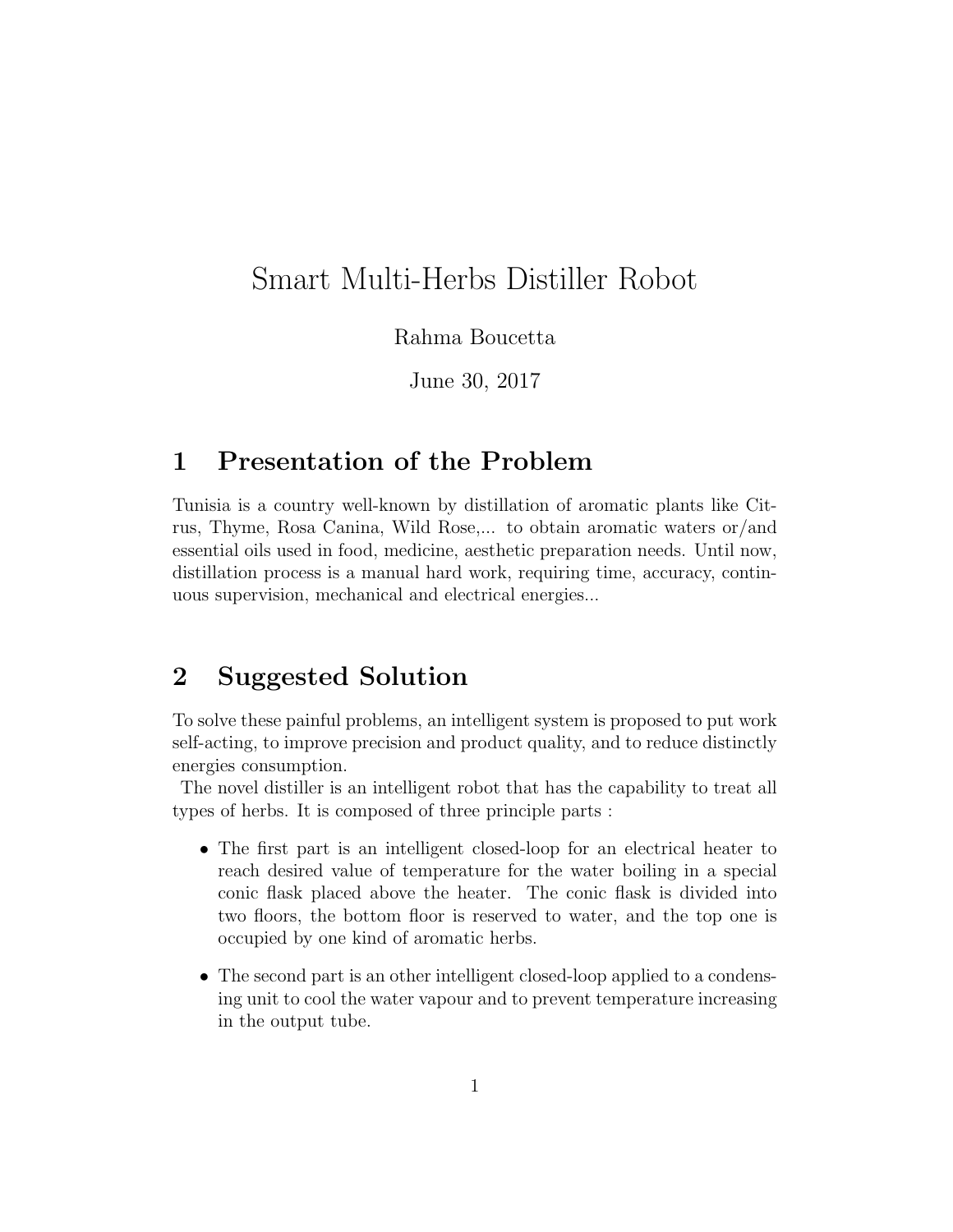# Smart Multi-Herbs Distiller Robot

Rahma Boucetta

June 30, 2017

## 1 Presentation of the Problem

Tunisia is a country well-known by distillation of aromatic plants like Citrus, Thyme, Rosa Canina, Wild Rose,... to obtain aromatic waters or/and essential oils used in food, medicine, aesthetic preparation needs. Until now, distillation process is a manual hard work, requiring time, accuracy, continuous supervision, mechanical and electrical energies...

## 2 Suggested Solution

To solve these painful problems, an intelligent system is proposed to put work self-acting, to improve precision and product quality, and to reduce distinctly energies consumption.

The novel distiller is an intelligent robot that has the capability to treat all types of herbs. It is composed of three principle parts :

- The first part is an intelligent closed-loop for an electrical heater to reach desired value of temperature for the water boiling in a special conic flask placed above the heater. The conic flask is divided into two floors, the bottom floor is reserved to water, and the top one is occupied by one kind of aromatic herbs.
- The second part is an other intelligent closed-loop applied to a condensing unit to cool the water vapour and to prevent temperature increasing in the output tube.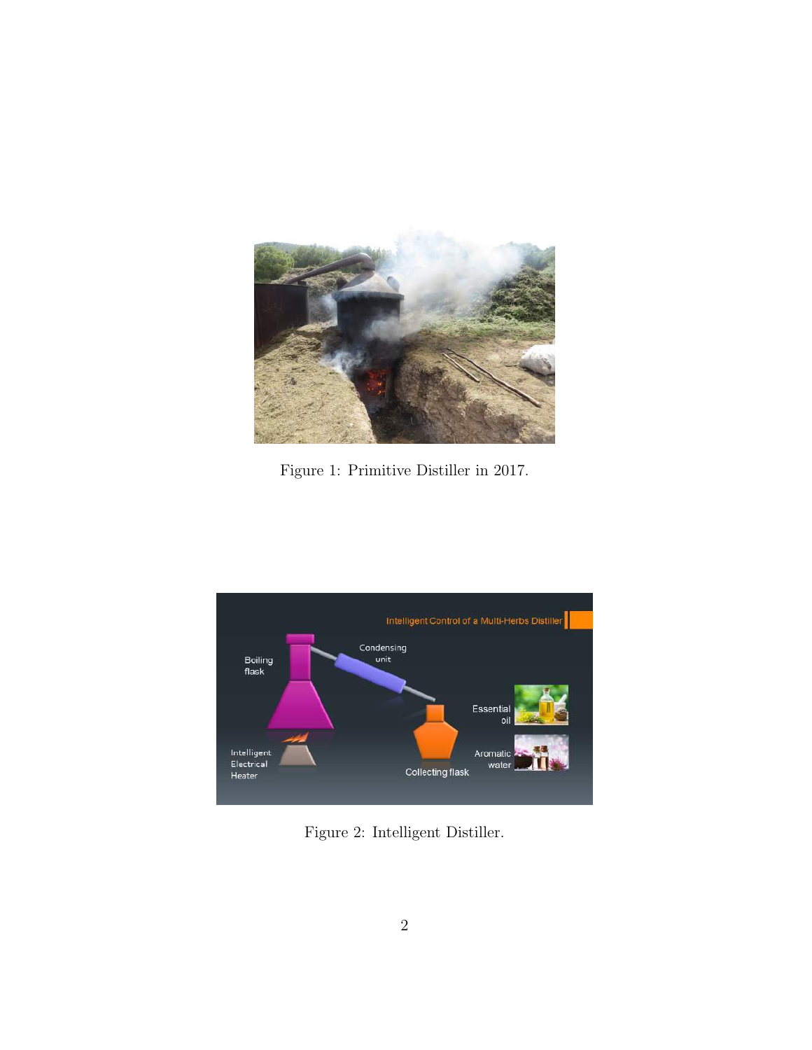Figure 1: Primitive Distiller in 2017.

Figure 2: Intelligent Distiller.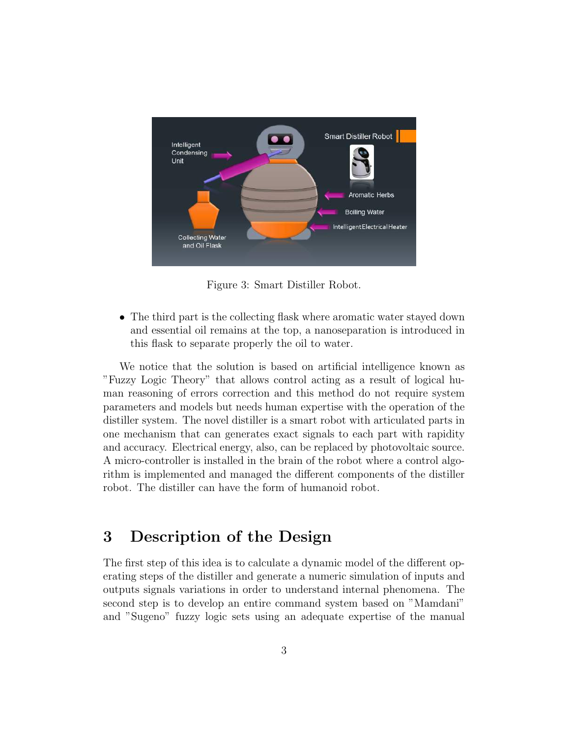Figure 3: Smart Distiller Robot.

- The third part is the collecting flask where aromatic water stayed down and essential oil remains at the top, a nanoseparation is introduced in this flask to separate properly the oil to water.

We notice that the solution is based on artificial intelligence known as "Fuzzy Logic Theory" that allows control acting as a result of logical human reasoning of errors correction and this method do not require system parameters and models but needs human expertise with the operation of the distiller system. The novel distiller is a smart robot with articulated parts in one mechanism that can generates exact signals to each part with rapidity and accuracy. Electrical energy, also, can be replaced by photovoltaic source. A micro-controller is installed in the brain of the robot where a control algorithm is implemented and managed the different components of the distiller robot. The distiller can have the form of humanoid robot.

## 3 Description of the Design

The first step of this idea is to calculate a dynamic model of the different operating steps of the distiller and generate a numeric simulation of inputs and outputs signals variations in order to understand internal phenomena. The second step is to develop an entire command system based on "Mamdani" and "Sugeno" fuzzy logic sets using an adequate expertise of the manual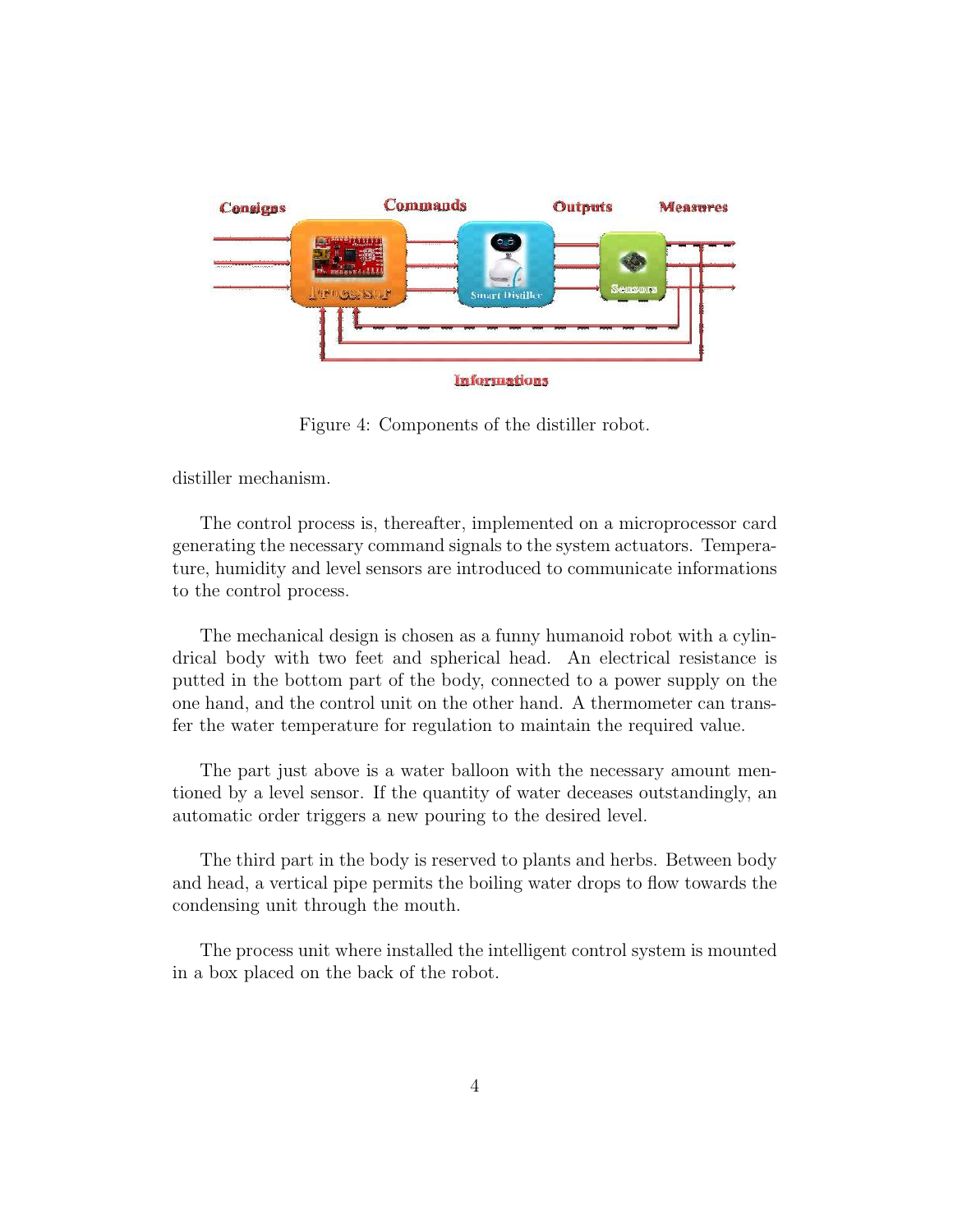Consigns

Commands

Outputs

Measures

Processor

Smart Distiller

Sensors

Informations

Figure 4: Components of the distiller robot.

distiller mechanism.

The control process is, thereafter, implemented on a microprocessor card generating the necessary command signals to the system actuators. Temperature, humidity and level sensors are introduced to communicate informations to the control process.

The mechanical design is chosen as a funny humanoid robot with a cylindrical body with two feet and spherical head. An electrical resistance is putted in the bottom part of the body, connected to a power supply on the one hand, and the control unit on the other hand. A thermometer can transfer the water temperature for regulation to maintain the required value.

The part just above is a water balloon with the necessary amount mentioned by a level sensor. If the quantity of water deceases outstandingly, an automatic order triggers a new pouring to the desired level.

The third part in the body is reserved to plants and herbs. Between body and head, a vertical pipe permits the boiling water drops to flow towards the condensing unit through the mouth.

The process unit where installed the intelligent control system is mounted in a box placed on the back of the robot.